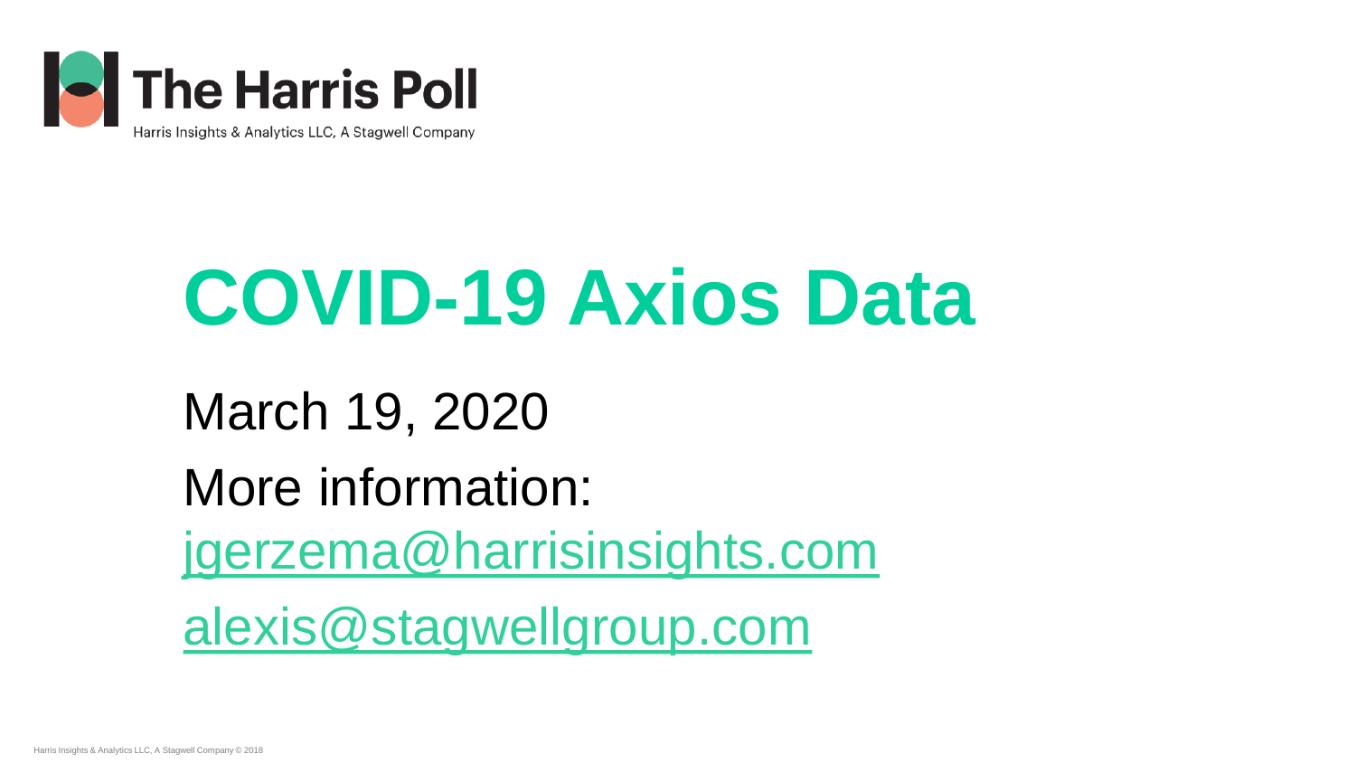The Harris Poll

Harris Insights & Analytics LLC, A Stagwell Company

# COVID-19 Axios Data

March 19, 2020

More information:

jgerzema@harrisinsights.com

alexis@stagwellgroup.com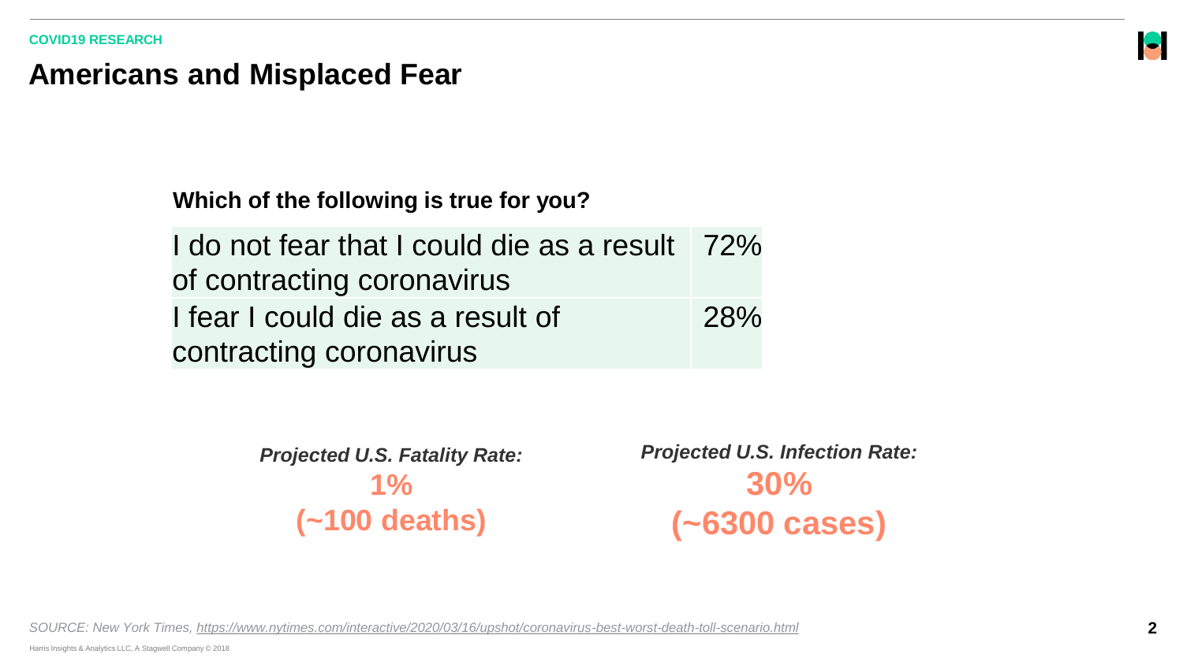COVID19 RESEARCH

# Americans and Misplaced Fear

**Which of the following is true for you?**

| | |
|---|---|
| I do not fear that I could die as a result of contracting coronavirus | 72% |
| I fear I could die as a result of contracting coronavirus | 28% |

***Projected U.S. Fatality Rate:***
**1%**
**(~100 deaths)**

***Projected U.S. Infection Rate:***
**30%**
**(~6300 cases)**

*SOURCE: New York Times, https://www.nytimes.com/interactive/2020/03/16/upshot/coronavirus-best-worst-death-toll-scenario.html*

Harris Insights & Analytics LLC, A Stagwell Company © 2018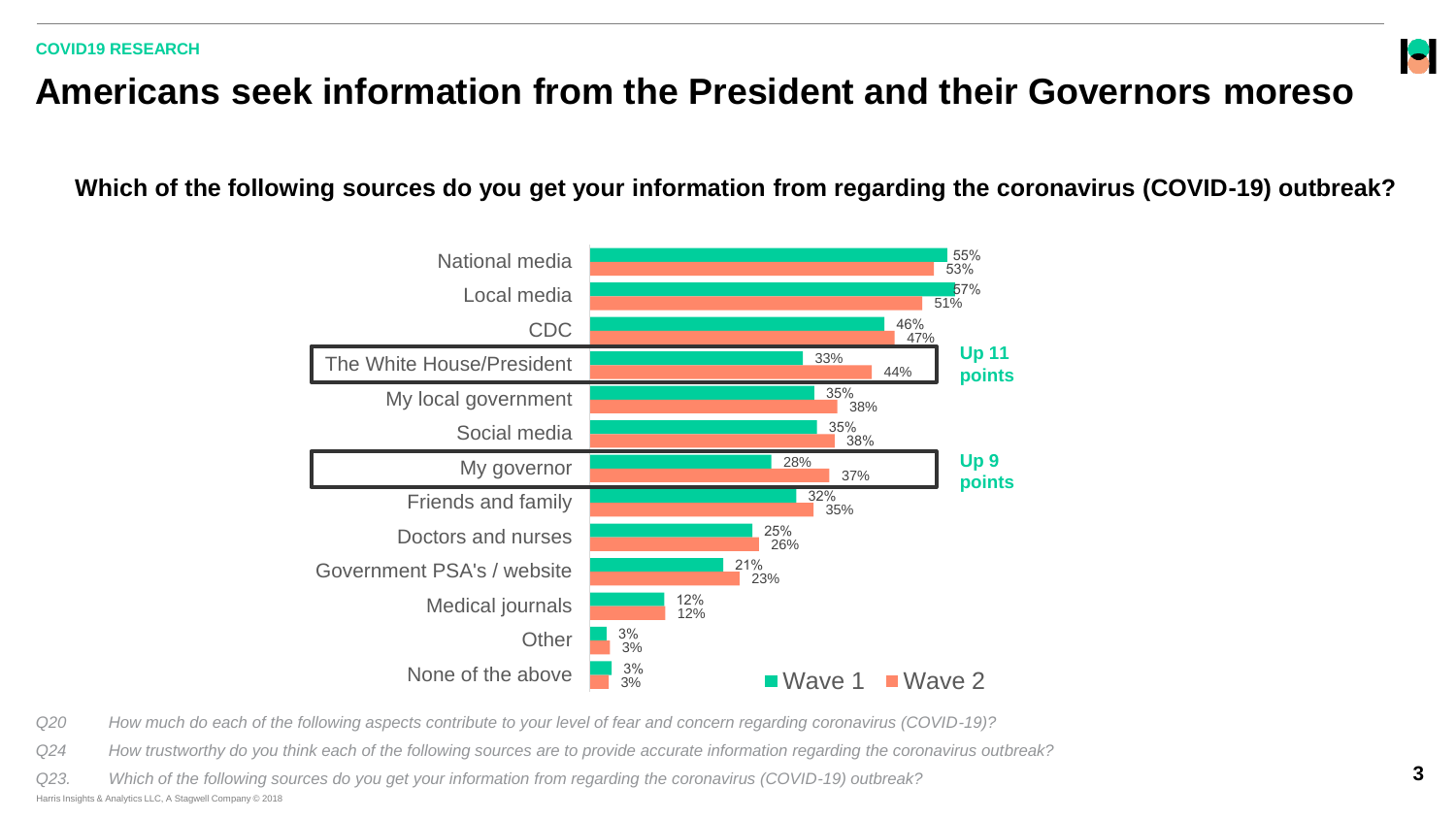COVID19 RESEARCH

# Americans seek information from the President and their Governors moreso

**Which of the following sources do you get your information from regarding the coronavirus (COVID-19) outbreak?**

| Source | Wave 1 | Wave 2 |
|---|---|---|
| National media | 55% | 53% |
| Local media | 57% | 51% |
| CDC | 46% | 47% |
| The White House/President | 33% | 44% |
| My local government | 35% | 38% |
| Social media | 35% | 38% |
| My governor | 28% | 37% |
| Friends and family | 32% | 35% |
| Doctors and nurses | 25% | 26% |
| Government PSA's / website | 21% | 23% |
| Medical journals | 12% | 12% |
| Other | 3% | 3% |
| None of the above | 3% | 3% |

The White House/President: **Up 11 points**

My governor: **Up 9 points**

*Q20 How much do each of the following aspects contribute to your level of fear and concern regarding coronavirus (COVID-19)?*

*Q24 How trustworthy do you think each of the following sources are to provide accurate information regarding the coronavirus outbreak?*

*Q23. Which of the following sources do you get your information from regarding the coronavirus (COVID-19) outbreak?*

Harris Insights & Analytics LLC, A Stagwell Company © 2018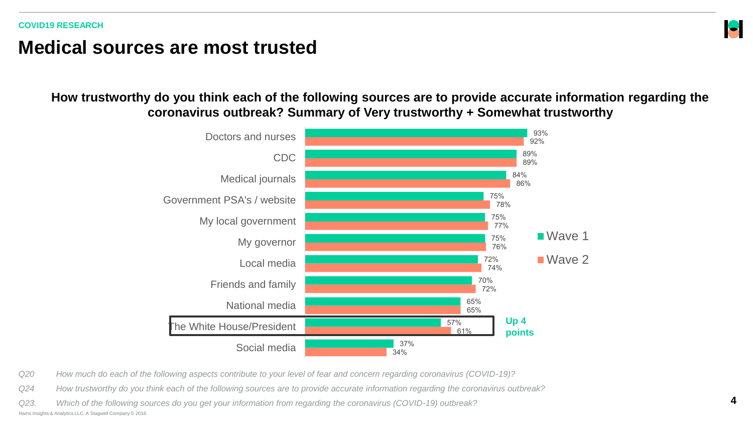COVID19 RESEARCH

# Medical sources are most trusted

**How trustworthy do you think each of the following sources are to provide accurate information regarding the coronavirus outbreak? Summary of Very trustworthy + Somewhat trustworthy**

| Source | Wave 1 | Wave 2 |
|---|---|---|
| Doctors and nurses | 93% | 92% |
| CDC | 89% | 89% |
| Medical journals | 84% | 86% |
| Government PSA's / website | 75% | 78% |
| My local government | 75% | 77% |
| My governor | 75% | 76% |
| Local media | 72% | 74% |
| Friends and family | 70% | 72% |
| National media | 65% | 65% |
| The White House/President | 57% | 61% |
| Social media | 37% | 34% |

**Up 4 points** (The White House/President)

*Q20 How much do each of the following aspects contribute to your level of fear and concern regarding coronavirus (COVID-19)?*

*Q24 How trustworthy do you think each of the following sources are to provide accurate information regarding the coronavirus outbreak?*

*Q23. Which of the following sources do you get your information from regarding the coronavirus (COVID-19) outbreak?*

Harris Insights & Analytics LLC, A Stagwell Company © 2018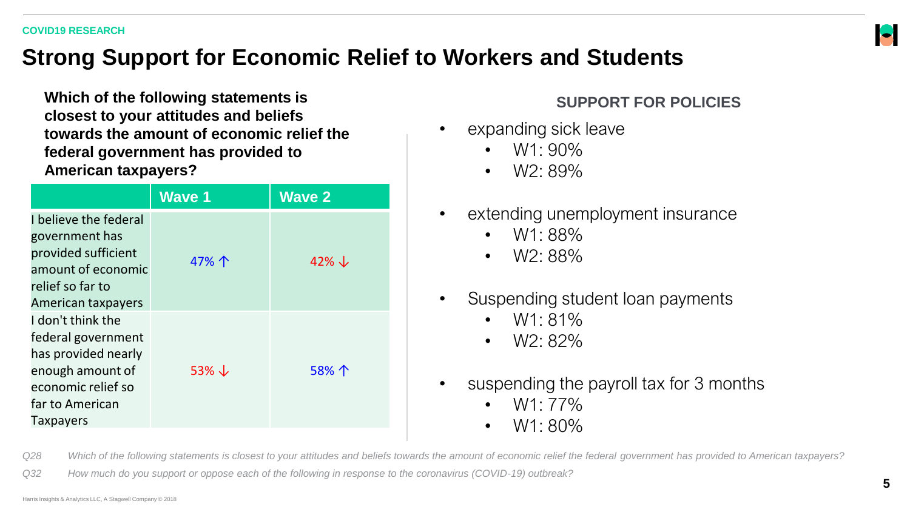COVID19 RESEARCH

# Strong Support for Economic Relief to Workers and Students

**Which of the following statements is closest to your attitudes and beliefs towards the amount of economic relief the federal government has provided to American taxpayers?**

| | Wave 1 | Wave 2 |
|---|---|---|
| I believe the federal government has provided sufficient amount of economic relief so far to American taxpayers | 47% ↑ | 42% ↓ |
| I don't think the federal government has provided nearly enough amount of economic relief so far to American Taxpayers | 53% ↓ | 58% ↑ |

## SUPPORT FOR POLICIES

- expanding sick leave
  - W1: 90%
  - W2: 89%
- extending unemployment insurance
  - W1: 88%
  - W2: 88%
- Suspending student loan payments
  - W1: 81%
  - W2: 82%
- suspending the payroll tax for 3 months
  - W1: 77%
  - W1: 80%

*Q28 Which of the following statements is closest to your attitudes and beliefs towards the amount of economic relief the federal government has provided to American taxpayers?*

*Q32 How much do you support or oppose each of the following in response to the coronavirus (COVID-19) outbreak?*

Harris Insights & Analytics LLC, A Stagwell Company © 2018